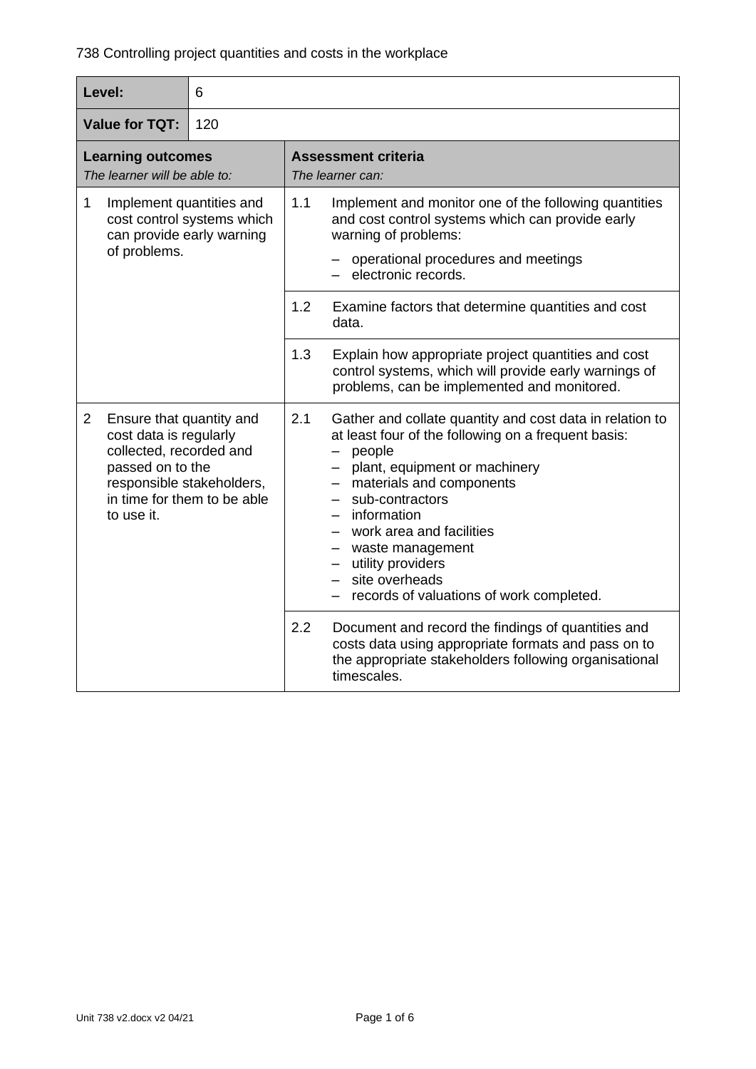738 Controlling project quantities and costs in the workplace

| **Level:** | 6 |
|---|---|
| **Value for TQT:** | 120 |

| **Learning outcomes**<br>*The learner will be able to:* | **Assessment criteria**<br>*The learner can:* |
|---|---|
| 1 Implement quantities and cost control systems which can provide early warning of problems. | 1.1 Implement and monitor one of the following quantities and cost control systems which can provide early warning of problems:<br>– operational procedures and meetings<br>– electronic records. |
| | 1.2 Examine factors that determine quantities and cost data. |
| | 1.3 Explain how appropriate project quantities and cost control systems, which will provide early warnings of problems, can be implemented and monitored. |
| 2 Ensure that quantity and cost data is regularly collected, recorded and passed on to the responsible stakeholders, in time for them to be able to use it. | 2.1 Gather and collate quantity and cost data in relation to at least four of the following on a frequent basis:<br>– people<br>– plant, equipment or machinery<br>– materials and components<br>– sub-contractors<br>– information<br>– work area and facilities<br>– waste management<br>– utility providers<br>– site overheads<br>– records of valuations of work completed. |
| | 2.2 Document and record the findings of quantities and costs data using appropriate formats and pass on to the appropriate stakeholders following organisational timescales. |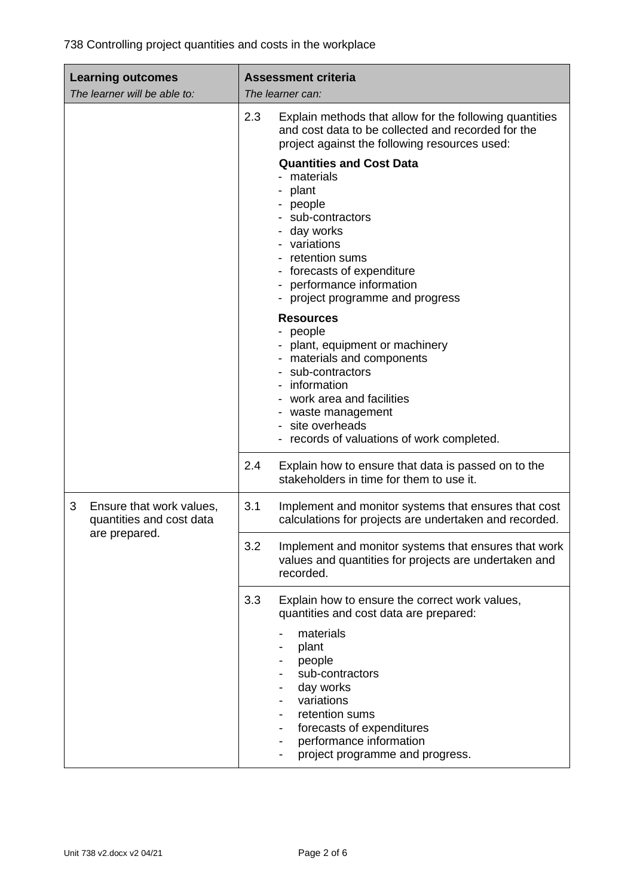738 Controlling project quantities and costs in the workplace

| **Learning outcomes**<br>*The learner will be able to:* | **Assessment criteria**<br>*The learner can:* |
|---|---|
| | 2.3 Explain methods that allow for the following quantities and cost data to be collected and recorded for the project against the following resources used:<br><br>**Quantities and Cost Data**<br>- materials<br>- plant<br>- people<br>- sub-contractors<br>- day works<br>- variations<br>- retention sums<br>- forecasts of expenditure<br>- performance information<br>- project programme and progress<br><br>**Resources**<br>- people<br>- plant, equipment or machinery<br>- materials and components<br>- sub-contractors<br>- information<br>- work area and facilities<br>- waste management<br>- site overheads<br>- records of valuations of work completed. |
| | 2.4 Explain how to ensure that data is passed on to the stakeholders in time for them to use it. |
| 3 Ensure that work values, quantities and cost data are prepared. | 3.1 Implement and monitor systems that ensures that cost calculations for projects are undertaken and recorded. |
| | 3.2 Implement and monitor systems that ensures that work values and quantities for projects are undertaken and recorded. |
| | 3.3 Explain how to ensure the correct work values, quantities and cost data are prepared:<br><br>- materials<br>- plant<br>- people<br>- sub-contractors<br>- day works<br>- variations<br>- retention sums<br>- forecasts of expenditures<br>- performance information<br>- project programme and progress. |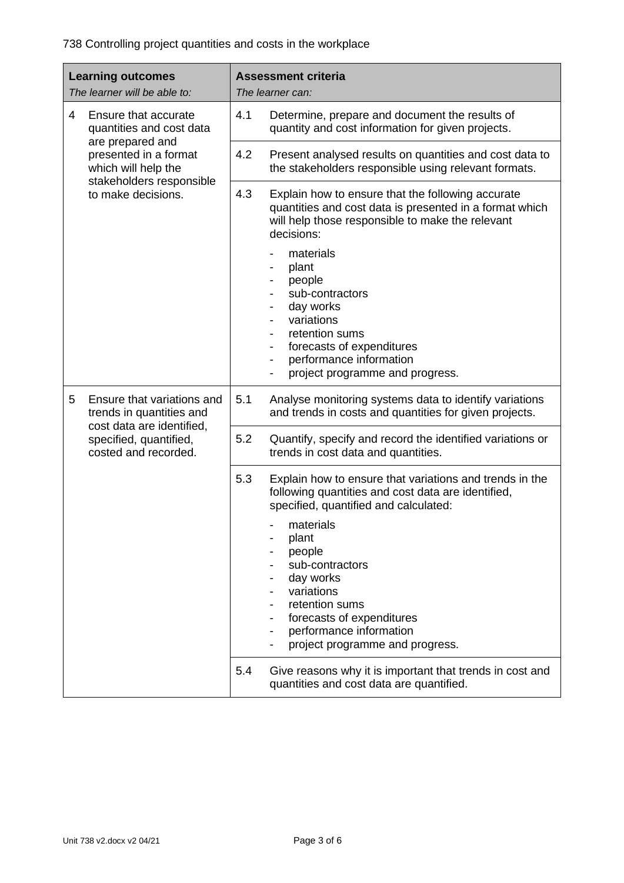738 Controlling project quantities and costs in the workplace

| **Learning outcomes**<br>*The learner will be able to:* | **Assessment criteria**<br>*The learner can:* |
|---|---|
| 4 Ensure that accurate quantities and cost data are prepared and presented in a format which will help the stakeholders responsible to make decisions. | 4.1 Determine, prepare and document the results of quantity and cost information for given projects. |
| | 4.2 Present analysed results on quantities and cost data to the stakeholders responsible using relevant formats. |
| | 4.3 Explain how to ensure that the following accurate quantities and cost data is presented in a format which will help those responsible to make the relevant decisions:<br>- materials<br>- plant<br>- people<br>- sub-contractors<br>- day works<br>- variations<br>- retention sums<br>- forecasts of expenditures<br>- performance information<br>- project programme and progress. |
| 5 Ensure that variations and trends in quantities and cost data are identified, specified, quantified, costed and recorded. | 5.1 Analyse monitoring systems data to identify variations and trends in costs and quantities for given projects. |
| | 5.2 Quantify, specify and record the identified variations or trends in cost data and quantities. |
| | 5.3 Explain how to ensure that variations and trends in the following quantities and cost data are identified, specified, quantified and calculated:<br>- materials<br>- plant<br>- people<br>- sub-contractors<br>- day works<br>- variations<br>- retention sums<br>- forecasts of expenditures<br>- performance information<br>- project programme and progress. |
| | 5.4 Give reasons why it is important that trends in cost and quantities and cost data are quantified. |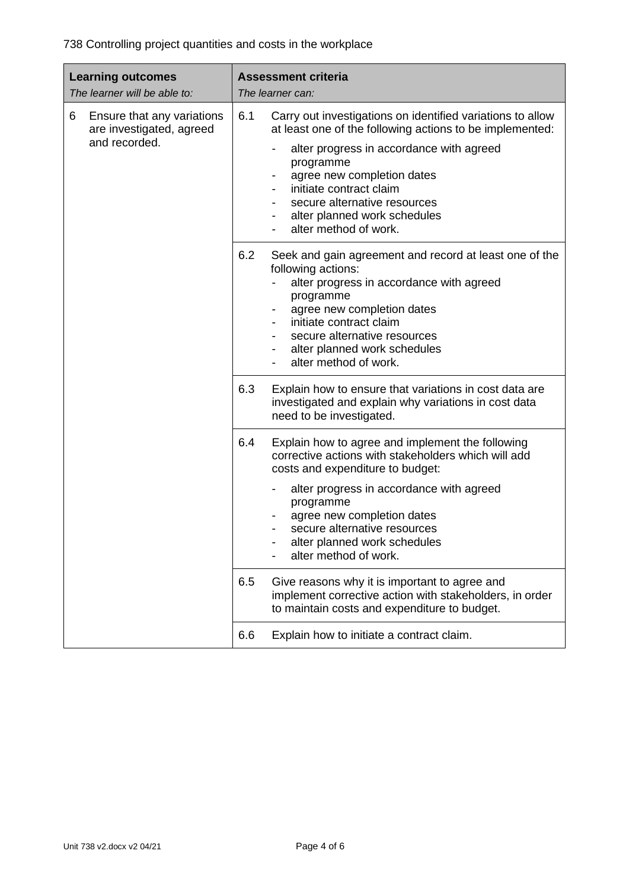738 Controlling project quantities and costs in the workplace

| **Learning outcomes**<br>*The learner will be able to:* | **Assessment criteria**<br>*The learner can:* |
|---|---|
| 6 Ensure that any variations are investigated, agreed and recorded. | 6.1 Carry out investigations on identified variations to allow at least one of the following actions to be implemented:<br>- alter progress in accordance with agreed programme<br>- agree new completion dates<br>- initiate contract claim<br>- secure alternative resources<br>- alter planned work schedules<br>- alter method of work. |
| | 6.2 Seek and gain agreement and record at least one of the following actions:<br>- alter progress in accordance with agreed programme<br>- agree new completion dates<br>- initiate contract claim<br>- secure alternative resources<br>- alter planned work schedules<br>- alter method of work. |
| | 6.3 Explain how to ensure that variations in cost data are investigated and explain why variations in cost data need to be investigated. |
| | 6.4 Explain how to agree and implement the following corrective actions with stakeholders which will add costs and expenditure to budget:<br>- alter progress in accordance with agreed programme<br>- agree new completion dates<br>- secure alternative resources<br>- alter planned work schedules<br>- alter method of work. |
| | 6.5 Give reasons why it is important to agree and implement corrective action with stakeholders, in order to maintain costs and expenditure to budget. |
| | 6.6 Explain how to initiate a contract claim. |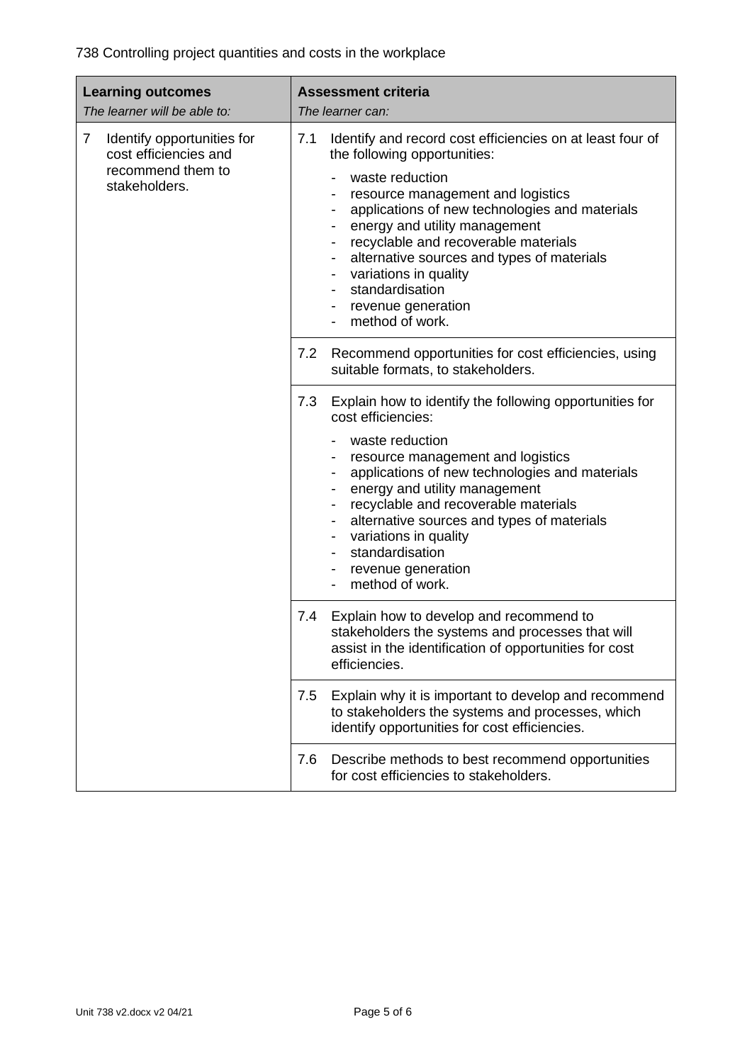738 Controlling project quantities and costs in the workplace

| **Learning outcomes**<br>*The learner will be able to:* | **Assessment criteria**<br>*The learner can:* |
| --- | --- |
| 7 Identify opportunities for cost efficiencies and recommend them to stakeholders. | 7.1 Identify and record cost efficiencies on at least four of the following opportunities:<br>- waste reduction<br>- resource management and logistics<br>- applications of new technologies and materials<br>- energy and utility management<br>- recyclable and recoverable materials<br>- alternative sources and types of materials<br>- variations in quality<br>- standardisation<br>- revenue generation<br>- method of work. |
| | 7.2 Recommend opportunities for cost efficiencies, using suitable formats, to stakeholders. |
| | 7.3 Explain how to identify the following opportunities for cost efficiencies:<br>- waste reduction<br>- resource management and logistics<br>- applications of new technologies and materials<br>- energy and utility management<br>- recyclable and recoverable materials<br>- alternative sources and types of materials<br>- variations in quality<br>- standardisation<br>- revenue generation<br>- method of work. |
| | 7.4 Explain how to develop and recommend to stakeholders the systems and processes that will assist in the identification of opportunities for cost efficiencies. |
| | 7.5 Explain why it is important to develop and recommend to stakeholders the systems and processes, which identify opportunities for cost efficiencies. |
| | 7.6 Describe methods to best recommend opportunities for cost efficiencies to stakeholders. |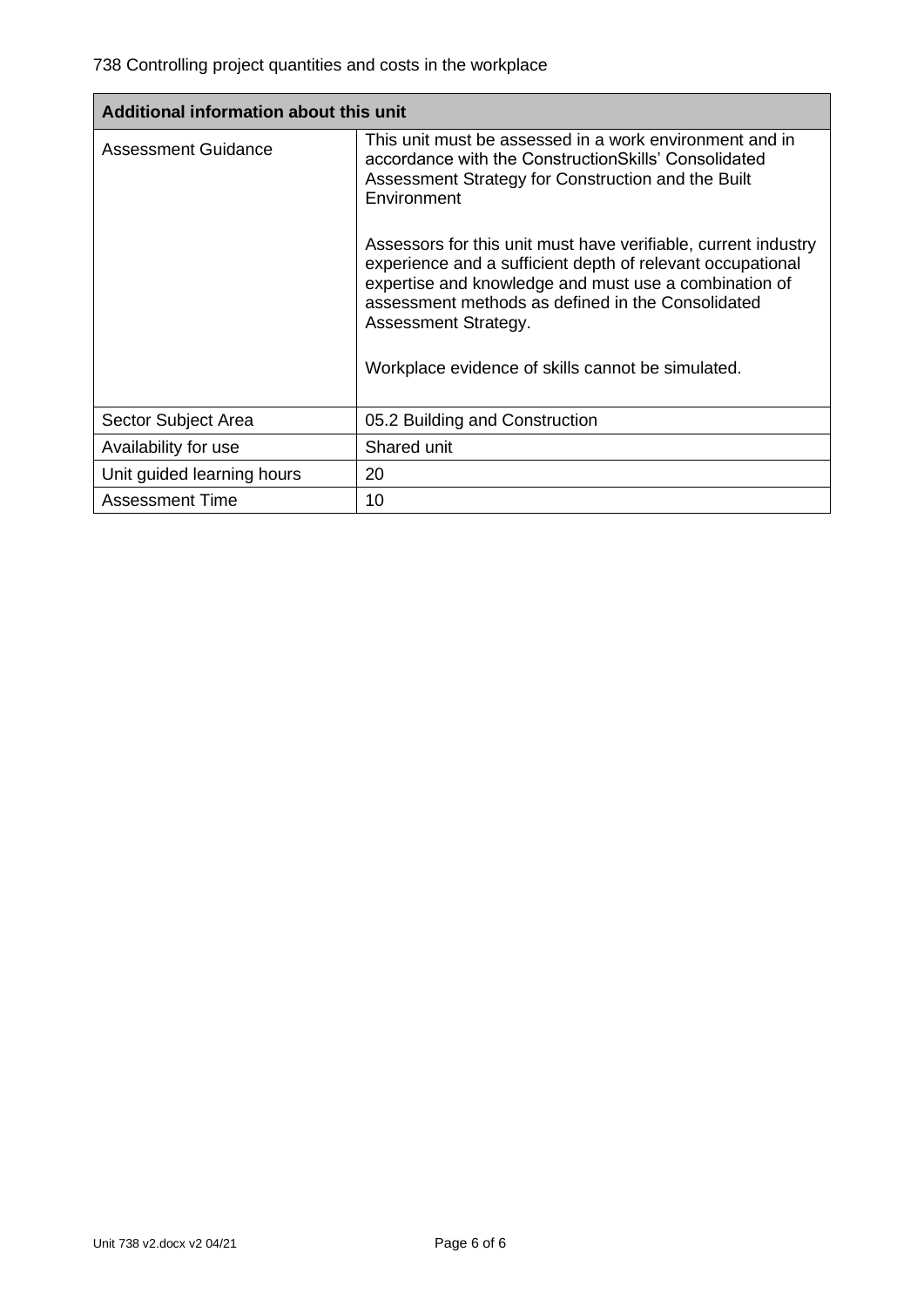738 Controlling project quantities and costs in the workplace

| Additional information about this unit | |
|---|---|
| Assessment Guidance | This unit must be assessed in a work environment and in accordance with the ConstructionSkills' Consolidated Assessment Strategy for Construction and the Built Environment<br><br>Assessors for this unit must have verifiable, current industry experience and a sufficient depth of relevant occupational expertise and knowledge and must use a combination of assessment methods as defined in the Consolidated Assessment Strategy.<br><br>Workplace evidence of skills cannot be simulated. |
| Sector Subject Area | 05.2 Building and Construction |
| Availability for use | Shared unit |
| Unit guided learning hours | 20 |
| Assessment Time | 10 |